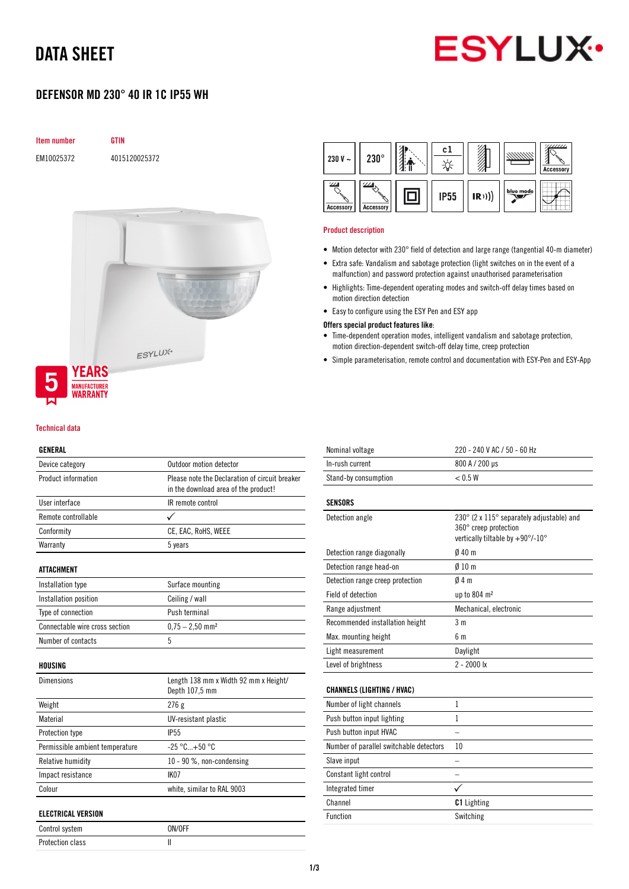# DATA SHEET

## DEFENSOR MD 230° 40 IR 1C IP55 WH

| Item number | GTIN |
|---|---|
| EM10025372 | 4015120025372 |

5 YEARS MANUFACTURER WARRANTY

### Product description

- Motion detector with 230° field of detection and large range (tangential 40-m diameter)
- Extra safe: Vandalism and sabotage protection (light switches on in the event of a malfunction) and password protection against unauthorised parameterisation
- Highlights: Time-dependent operating modes and switch-off delay times based on motion direction detection
- Easy to configure using the ESY Pen and ESY app

**Offers special product features like:**

- Time-dependent operation modes, intelligent vandalism and sabotage protection, motion direction-dependent switch-off delay time, creep protection
- Simple parameterisation, remote control and documentation with ESY-Pen and ESY-App

### Technical data

| GENERAL | |
|---|---|
| Device category | Outdoor motion detector |
| Product information | Please note the Declaration of circuit breaker in the download area of the product! |
| User interface | IR remote control |
| Remote controllable | ✓ |
| Conformity | CE, EAC, RoHS, WEEE |
| Warranty | 5 years |

| ATTACHMENT | |
|---|---|
| Installation type | Surface mounting |
| Installation position | Ceiling / wall |
| Type of connection | Push terminal |
| Connectable wire cross section | 0,75 – 2,50 mm² |
| Number of contacts | 5 |

| HOUSING | |
|---|---|
| Dimensions | Length 138 mm x Width 92 mm x Height/ Depth 107,5 mm |
| Weight | 276 g |
| Material | UV-resistant plastic |
| Protection type | IP55 |
| Permissible ambient temperature | -25 °C...+50 °C |
| Relative humidity | 10 - 90 %, non-condensing |
| Impact resistance | IK07 |
| Colour | white, similar to RAL 9003 |

| ELECTRICAL VERSION | |
|---|---|
| Control system | ON/OFF |
| Protection class | II |
| Nominal voltage | 220 - 240 V AC / 50 - 60 Hz |
| In-rush current | 800 A / 200 µs |
| Stand-by consumption | < 0.5 W |

| SENSORS | |
|---|---|
| Detection angle | 230° (2 x 115° separately adjustable) and 360° creep protection vertically tiltable by +90°/-10° |
| Detection range diagonally | Ø 40 m |
| Detection range head-on | Ø 10 m |
| Detection range creep protection | Ø 4 m |
| Field of detection | up to 804 m² |
| Range adjustment | Mechanical, electronic |
| Recommended installation height | 3 m |
| Max. mounting height | 6 m |
| Light measurement | Daylight |
| Level of brightness | 2 - 2000 lx |

| CHANNELS (LIGHTING / HVAC) | |
|---|---|
| Number of light channels | 1 |
| Push button input lighting | 1 |
| Push button input HVAC | – |
| Number of parallel switchable detectors | 10 |
| Slave input | – |
| Constant light control | – |
| Integrated timer | ✓ |
| Channel | **C1** Lighting |
| Function | Switching |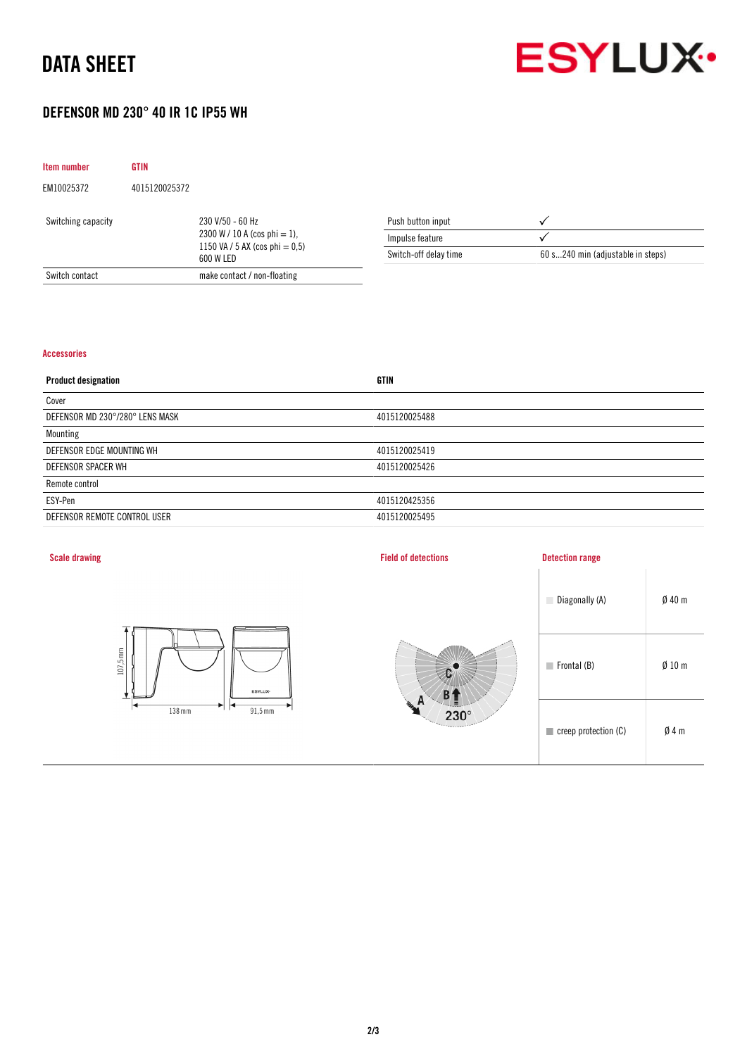# DATA SHEET

## DEFENSOR MD 230° 40 IR 1C IP55 WH

| Item number | GTIN |
|---|---|
| EM10025372 | 4015120025372 |

| | |
|---|---|
| Switching capacity | 230 V/50 - 60 Hz<br>2300 W / 10 A (cos phi = 1),<br>1150 VA / 5 AX (cos phi = 0,5)<br>600 W LED |
| Switch contact | make contact / non-floating |

| | |
|---|---|
| Push button input | ✓ |
| Impulse feature | ✓ |
| Switch-off delay time | 60 s...240 min (adjustable in steps) |

### Accessories

| Product designation | GTIN |
|---|---|
| Cover | |
| DEFENSOR MD 230°/280° LENS MASK | 4015120025488 |
| Mounting | |
| DEFENSOR EDGE MOUNTING WH | 4015120025419 |
| DEFENSOR SPACER WH | 4015120025426 |
| Remote control | |
| ESY-Pen | 4015120425356 |
| DEFENSOR REMOTE CONTROL USER | 4015120025495 |

### Scale drawing

107,5 mm
138 mm
91,5 mm

### Field of detections

C
B
A
230°

### Detection range

| | |
|---|---|
| Diagonally (A) | Ø 40 m |
| Frontal (B) | Ø 10 m |
| creep protection (C) | Ø 4 m |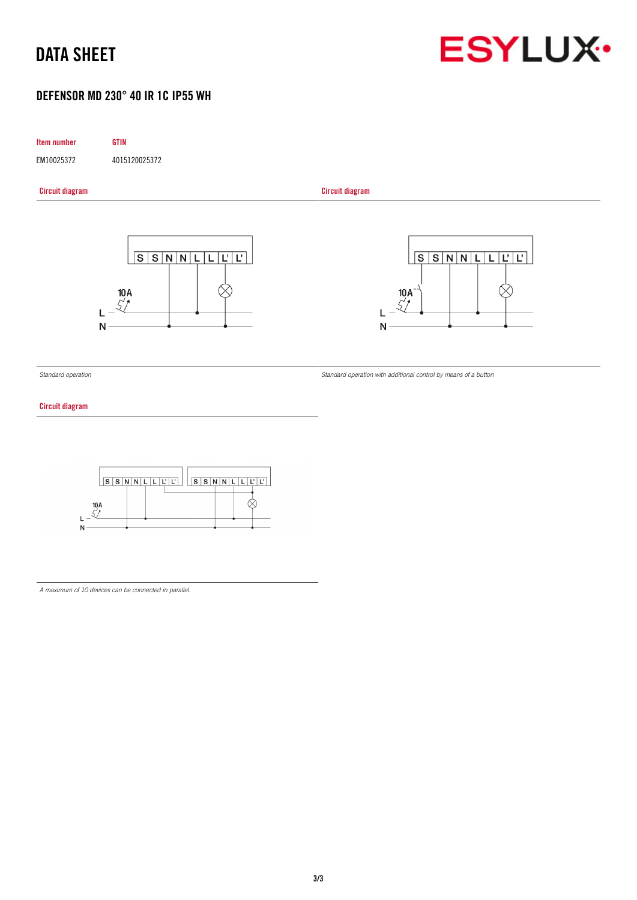# DATA SHEET

## DEFENSOR MD 230° 40 IR 1C IP55 WH

| Item number | GTIN |
| --- | --- |
| EM10025372 | 4015120025372 |

### Circuit diagram

S | S | N | N | L | L | L' | L'

10A

L

N

*Standard operation*

### Circuit diagram

S | S | N | N | L | L | L' | L'

10A

L

N

*Standard operation with additional control by means of a button*

### Circuit diagram

S | S | N | N | L | L | L' | L'

S | S | N | N | L | L | L' | L'

10A

L

N

*A maximum of 10 devices can be connected in parallel.*